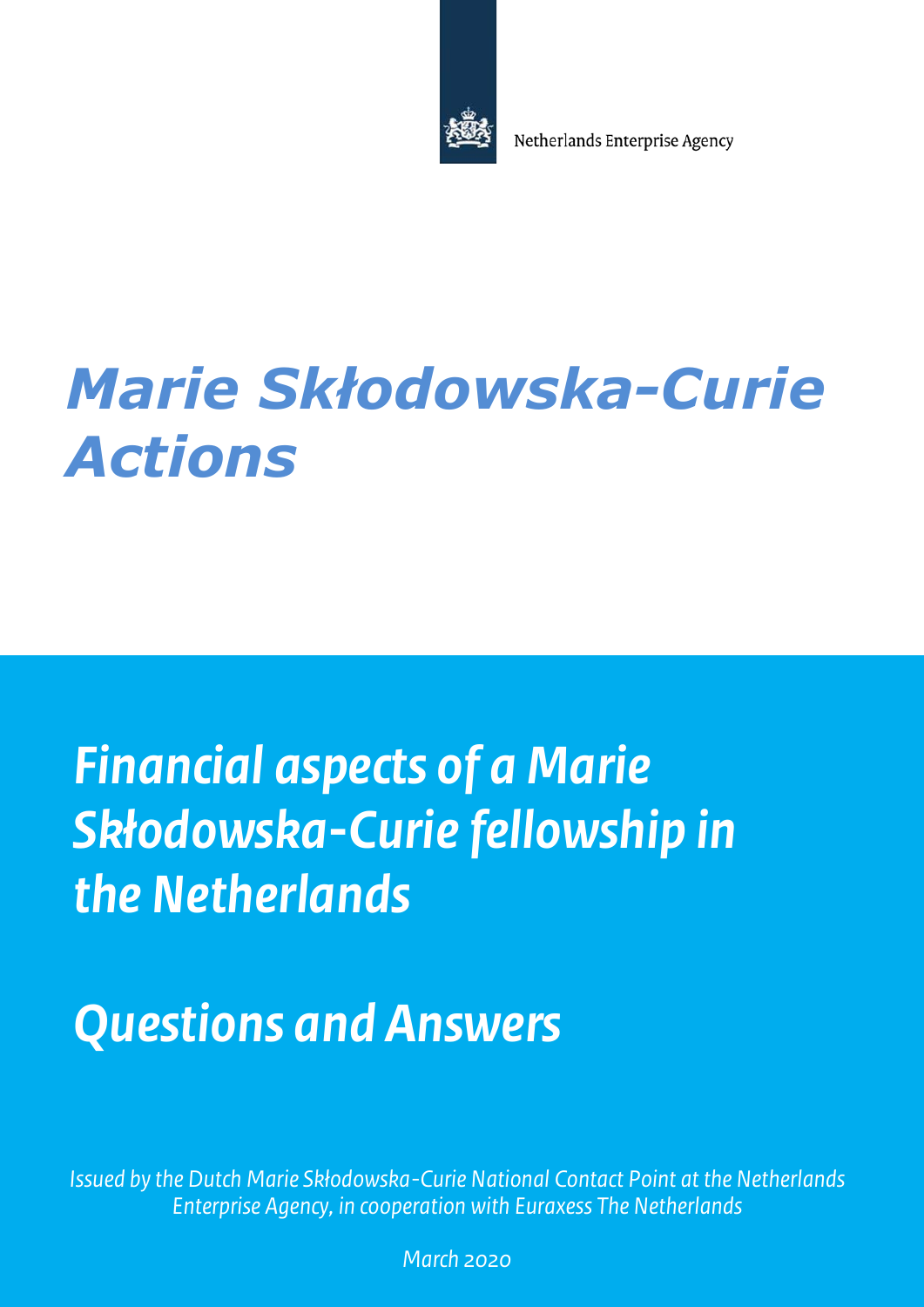Netherlands Enterprise Agency

# Marie Skłodowska-Curie Actions

## *Financial aspects of a Marie Skłodowska-Curie fellowship in the Netherlands*

## *Questions and Answers*

*Issued by the Dutch Marie Skłodowska-Curie National Contact Point at the Netherlands Enterprise Agency, in cooperation with Euraxess The Netherlands*

*March 2020*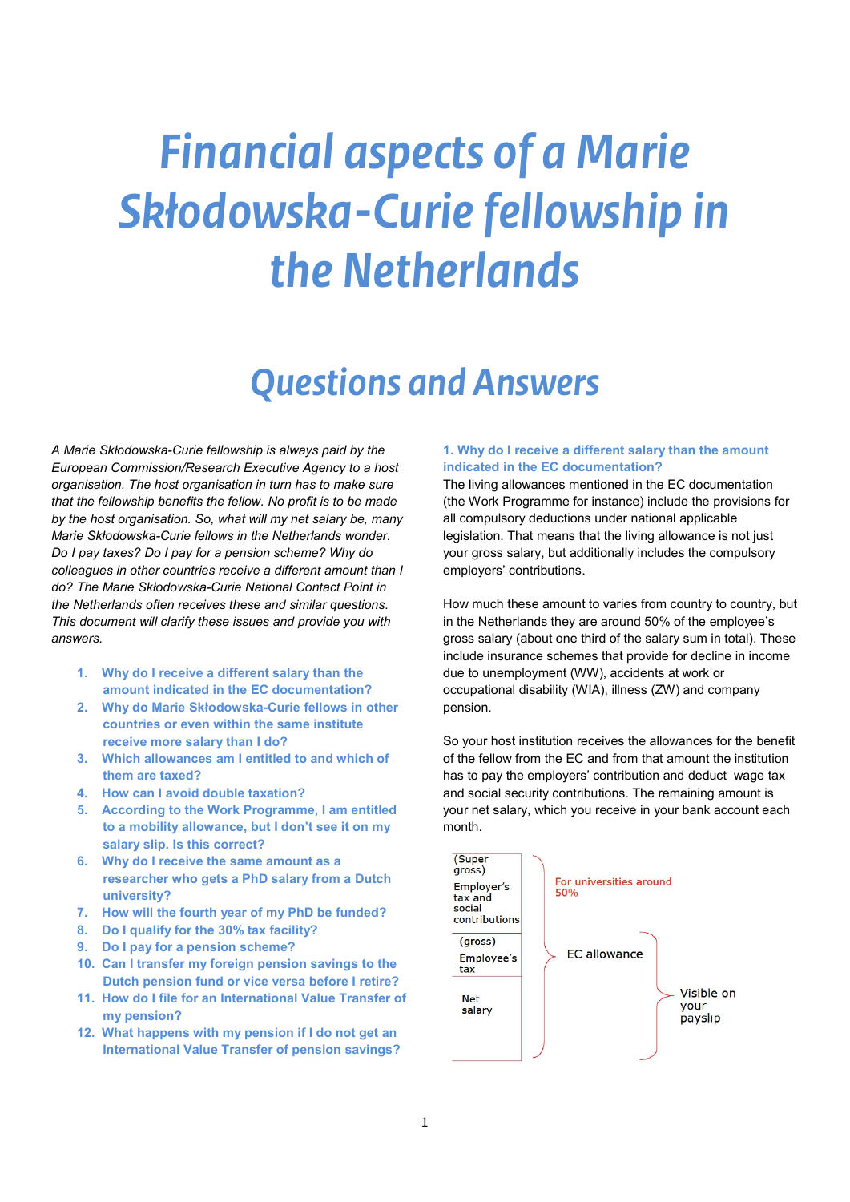# Financial aspects of a Marie Skłodowska-Curie fellowship in the Netherlands

## Questions and Answers

*A Marie Skłodowska-Curie fellowship is always paid by the European Commission/Research Executive Agency to a host organisation. The host organisation in turn has to make sure that the fellowship benefits the fellow. No profit is to be made by the host organisation. So, what will my net salary be, many Marie Skłodowska-Curie fellows in the Netherlands wonder. Do I pay taxes? Do I pay for a pension scheme? Why do colleagues in other countries receive a different amount than I do? The Marie Skłodowska-Curie National Contact Point in the Netherlands often receives these and similar questions. This document will clarify these issues and provide you with answers.*

1. **Why do I receive a different salary than the amount indicated in the EC documentation?**
2. **Why do Marie Skłodowska-Curie fellows in other countries or even within the same institute receive more salary than I do?**
3. **Which allowances am I entitled to and which of them are taxed?**
4. **How can I avoid double taxation?**
5. **According to the Work Programme, I am entitled to a mobility allowance, but I don't see it on my salary slip. Is this correct?**
6. **Why do I receive the same amount as a researcher who gets a PhD salary from a Dutch university?**
7. **How will the fourth year of my PhD be funded?**
8. **Do I qualify for the 30% tax facility?**
9. **Do I pay for a pension scheme?**
10. **Can I transfer my foreign pension savings to the Dutch pension fund or vice versa before I retire?**
11. **How do I file for an International Value Transfer of my pension?**
12. **What happens with my pension if I do not get an International Value Transfer of pension savings?**

### 1. Why do I receive a different salary than the amount indicated in the EC documentation?

The living allowances mentioned in the EC documentation (the Work Programme for instance) include the provisions for all compulsory deductions under national applicable legislation. That means that the living allowance is not just your gross salary, but additionally includes the compulsory employers' contributions.

How much these amount to varies from country to country, but in the Netherlands they are around 50% of the employee's gross salary (about one third of the salary sum in total). These include insurance schemes that provide for decline in income due to unemployment (WW), accidents at work or occupational disability (WIA), illness (ZW) and company pension.

So your host institution receives the allowances for the benefit of the fellow from the EC and from that amount the institution has to pay the employers' contribution and deduct wage tax and social security contributions. The remaining amount is your net salary, which you receive in your bank account each month.

| Component | | |
|---|---|---|
| (Super gross) Employer's tax and social contributions | For universities around 50% | EC allowance |
| (gross) Employee's tax | | Visible on your payslip |
| Net salary | | |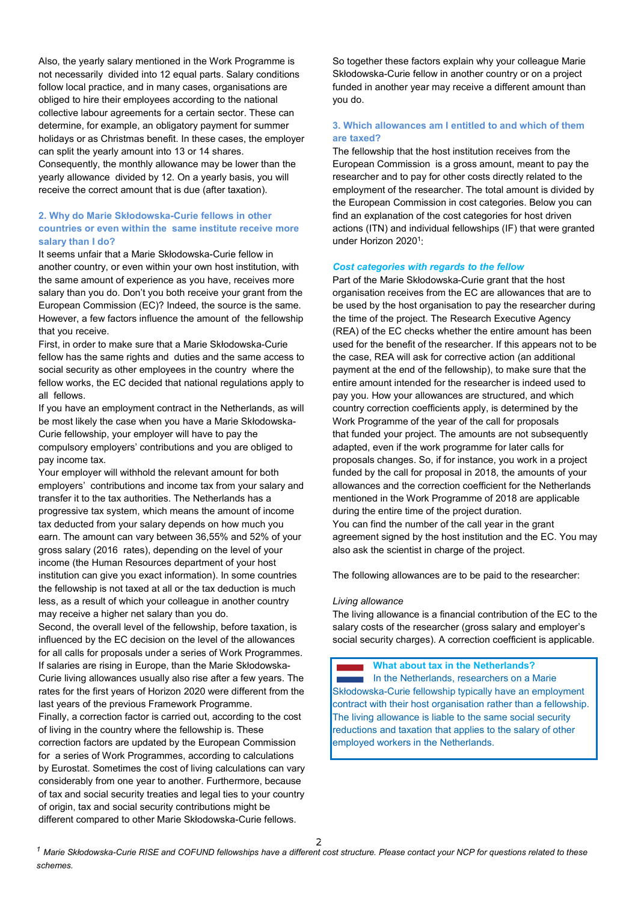Also, the yearly salary mentioned in the Work Programme is not necessarily divided into 12 equal parts. Salary conditions follow local practice, and in many cases, organisations are obliged to hire their employees according to the national collective labour agreements for a certain sector. These can determine, for example, an obligatory payment for summer holidays or as Christmas benefit. In these cases, the employer can split the yearly amount into 13 or 14 shares. Consequently, the monthly allowance may be lower than the yearly allowance divided by 12. On a yearly basis, you will receive the correct amount that is due (after taxation).

### 2. Why do Marie Skłodowska-Curie fellows in other countries or even within the same institute receive more salary than I do?

It seems unfair that a Marie Skłodowska-Curie fellow in another country, or even within your own host institution, with the same amount of experience as you have, receives more salary than you do. Don't you both receive your grant from the European Commission (EC)? Indeed, the source is the same. However, a few factors influence the amount of the fellowship that you receive.

First, in order to make sure that a Marie Skłodowska-Curie fellow has the same rights and duties and the same access to social security as other employees in the country where the fellow works, the EC decided that national regulations apply to all fellows.

If you have an employment contract in the Netherlands, as will be most likely the case when you have a Marie Skłodowska-Curie fellowship, your employer will have to pay the compulsory employers' contributions and you are obliged to pay income tax.

Your employer will withhold the relevant amount for both employers' contributions and income tax from your salary and transfer it to the tax authorities. The Netherlands has a progressive tax system, which means the amount of income tax deducted from your salary depends on how much you earn. The amount can vary between 36,55% and 52% of your gross salary (2016 rates), depending on the level of your income (the Human Resources department of your host institution can give you exact information). In some countries the fellowship is not taxed at all or the tax deduction is much less, as a result of which your colleague in another country may receive a higher net salary than you do.

Second, the overall level of the fellowship, before taxation, is influenced by the EC decision on the level of the allowances for all calls for proposals under a series of Work Programmes. If salaries are rising in Europe, than the Marie Skłodowska-Curie living allowances usually also rise after a few years. The rates for the first years of Horizon 2020 were different from the last years of the previous Framework Programme.

Finally, a correction factor is carried out, according to the cost of living in the country where the fellowship is. These correction factors are updated by the European Commission for a series of Work Programmes, according to calculations by Eurostat. Sometimes the cost of living calculations can vary considerably from one year to another. Furthermore, because of tax and social security treaties and legal ties to your country of origin, tax and social security contributions might be different compared to other Marie Skłodowska-Curie fellows.

So together these factors explain why your colleague Marie Skłodowska-Curie fellow in another country or on a project funded in another year may receive a different amount than you do.

### 3. Which allowances am I entitled to and which of them are taxed?

The fellowship that the host institution receives from the European Commission is a gross amount, meant to pay the researcher and to pay for other costs directly related to the employment of the researcher. The total amount is divided by the European Commission in cost categories. Below you can find an explanation of the cost categories for host driven actions (ITN) and individual fellowships (IF) that were granted under Horizon 2020[1]:

#### *Cost categories with regards to the fellow*

Part of the Marie Skłodowska-Curie grant that the host organisation receives from the EC are allowances that are to be used by the host organisation to pay the researcher during the time of the project. The Research Executive Agency (REA) of the EC checks whether the entire amount has been used for the benefit of the researcher. If this appears not to be the case, REA will ask for corrective action (an additional payment at the end of the fellowship), to make sure that the entire amount intended for the researcher is indeed used to pay you. How your allowances are structured, and which country correction coefficients apply, is determined by the Work Programme of the year of the call for proposals that funded your project. The amounts are not subsequently adapted, even if the work programme for later calls for proposals changes. So, if for instance, you work in a project funded by the call for proposal in 2018, the amounts of your allowances and the correction coefficient for the Netherlands mentioned in the Work Programme of 2018 are applicable during the entire time of the project duration.

You can find the number of the call year in the grant agreement signed by the host institution and the EC. You may also ask the scientist in charge of the project.

The following allowances are to be paid to the researcher:

*Living allowance*

The living allowance is a financial contribution of the EC to the salary costs of the researcher (gross salary and employer's social security charges). A correction coefficient is applicable.

> **What about tax in the Netherlands?**
> In the Netherlands, researchers on a Marie Skłodowska-Curie fellowship typically have an employment contract with their host organisation rather than a fellowship. The living allowance is liable to the same social security reductions and taxation that applies to the salary of other employed workers in the Netherlands.

[1] *Marie Skłodowska-Curie RISE and COFUND fellowships have a different cost structure. Please contact your NCP for questions related to these schemes.*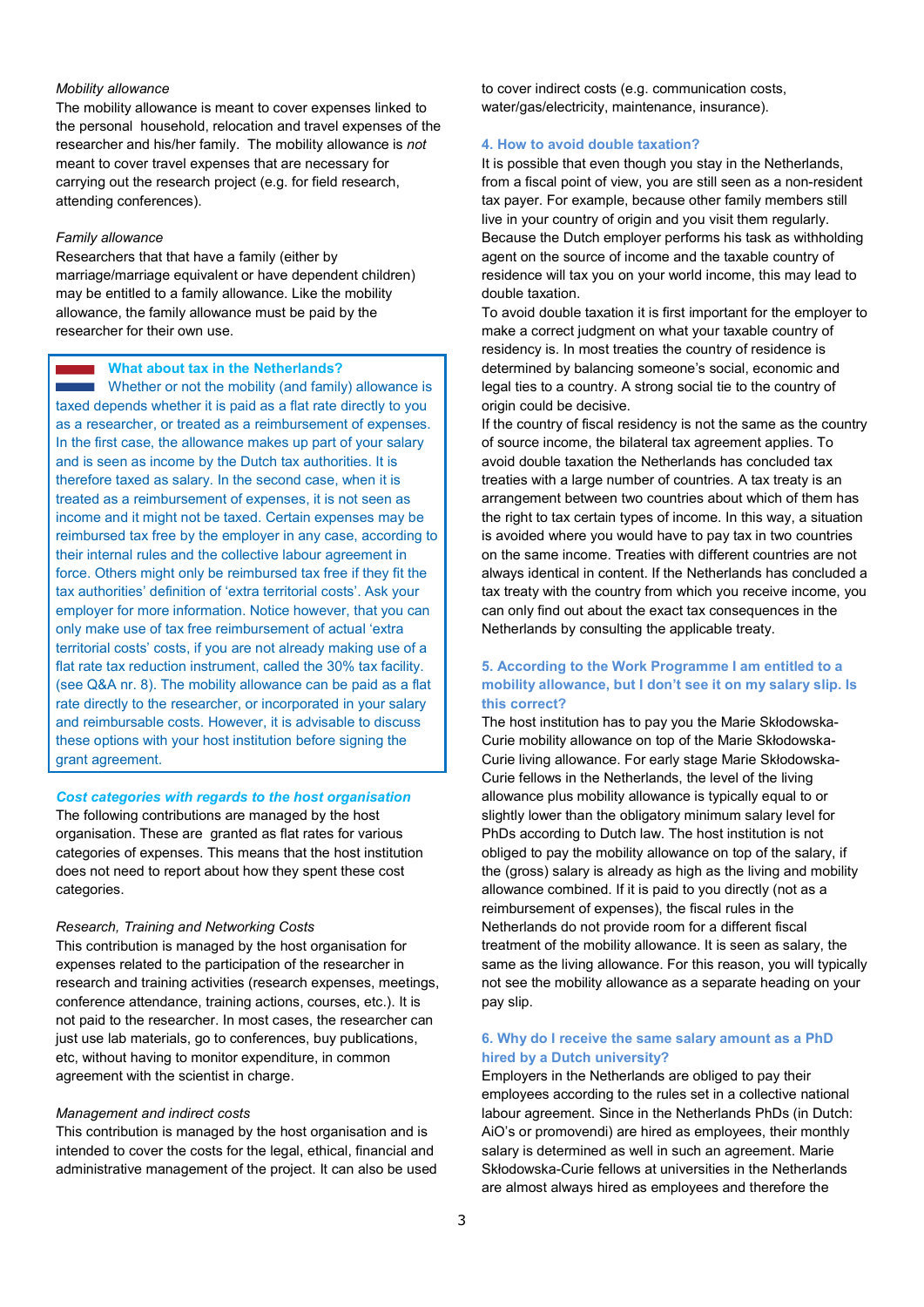*Mobility allowance*

The mobility allowance is meant to cover expenses linked to the personal household, relocation and travel expenses of the researcher and his/her family. The mobility allowance is *not* meant to cover travel expenses that are necessary for carrying out the research project (e.g. for field research, attending conferences).

*Family allowance*

Researchers that that have a family (either by marriage/marriage equivalent or have dependent children) may be entitled to a family allowance. Like the mobility allowance, the family allowance must be paid by the researcher for their own use.

**What about tax in the Netherlands?**

Whether or not the mobility (and family) allowance is taxed depends whether it is paid as a flat rate directly to you as a researcher, or treated as a reimbursement of expenses. In the first case, the allowance makes up part of your salary and is seen as income by the Dutch tax authorities. It is therefore taxed as salary. In the second case, when it is treated as a reimbursement of expenses, it is not seen as income and it might not be taxed. Certain expenses may be reimbursed tax free by the employer in any case, according to their internal rules and the collective labour agreement in force. Others might only be reimbursed tax free if they fit the tax authorities' definition of 'extra territorial costs'. Ask your employer for more information. Notice however, that you can only make use of tax free reimbursement of actual 'extra territorial costs' costs, if you are not already making use of a flat rate tax reduction instrument, called the 30% tax facility. (see Q&A nr. 8). The mobility allowance can be paid as a flat rate directly to the researcher, or incorporated in your salary and reimbursable costs. However, it is advisable to discuss these options with your host institution before signing the grant agreement.

### *Cost categories with regards to the host organisation*

The following contributions are managed by the host organisation. These are granted as flat rates for various categories of expenses. This means that the host institution does not need to report about how they spent these cost categories.

*Research, Training and Networking Costs*

This contribution is managed by the host organisation for expenses related to the participation of the researcher in research and training activities (research expenses, meetings, conference attendance, training actions, courses, etc.). It is not paid to the researcher. In most cases, the researcher can just use lab materials, go to conferences, buy publications, etc, without having to monitor expenditure, in common agreement with the scientist in charge.

*Management and indirect costs*

This contribution is managed by the host organisation and is intended to cover the costs for the legal, ethical, financial and administrative management of the project. It can also be used to cover indirect costs (e.g. communication costs, water/gas/electricity, maintenance, insurance).

### 4. How to avoid double taxation?

It is possible that even though you stay in the Netherlands, from a fiscal point of view, you are still seen as a non-resident tax payer. For example, because other family members still live in your country of origin and you visit them regularly. Because the Dutch employer performs his task as withholding agent on the source of income and the taxable country of residence will tax you on your world income, this may lead to double taxation.

To avoid double taxation it is first important for the employer to make a correct judgment on what your taxable country of residency is. In most treaties the country of residence is determined by balancing someone's social, economic and legal ties to a country. A strong social tie to the country of origin could be decisive.

If the country of fiscal residency is not the same as the country of source income, the bilateral tax agreement applies. To avoid double taxation the Netherlands has concluded tax treaties with a large number of countries. A tax treaty is an arrangement between two countries about which of them has the right to tax certain types of income. In this way, a situation is avoided where you would have to pay tax in two countries on the same income. Treaties with different countries are not always identical in content. If the Netherlands has concluded a tax treaty with the country from which you receive income, you can only find out about the exact tax consequences in the Netherlands by consulting the applicable treaty.

### 5. According to the Work Programme I am entitled to a mobility allowance, but I don't see it on my salary slip. Is this correct?

The host institution has to pay you the Marie Skłodowska-Curie mobility allowance on top of the Marie Skłodowska-Curie living allowance. For early stage Marie Skłodowska-Curie fellows in the Netherlands, the level of the living allowance plus mobility allowance is typically equal to or slightly lower than the obligatory minimum salary level for PhDs according to Dutch law. The host institution is not obliged to pay the mobility allowance on top of the salary, if the (gross) salary is already as high as the living and mobility allowance combined. If it is paid to you directly (not as a reimbursement of expenses), the fiscal rules in the Netherlands do not provide room for a different fiscal treatment of the mobility allowance. It is seen as salary, the same as the living allowance. For this reason, you will typically not see the mobility allowance as a separate heading on your pay slip.

### 6. Why do I receive the same salary amount as a PhD hired by a Dutch university?

Employers in the Netherlands are obliged to pay their employees according to the rules set in a collective national labour agreement. Since in the Netherlands PhDs (in Dutch: AiO's or promovendi) are hired as employees, their monthly salary is determined as well in such an agreement. Marie Skłodowska-Curie fellows at universities in the Netherlands are almost always hired as employees and therefore the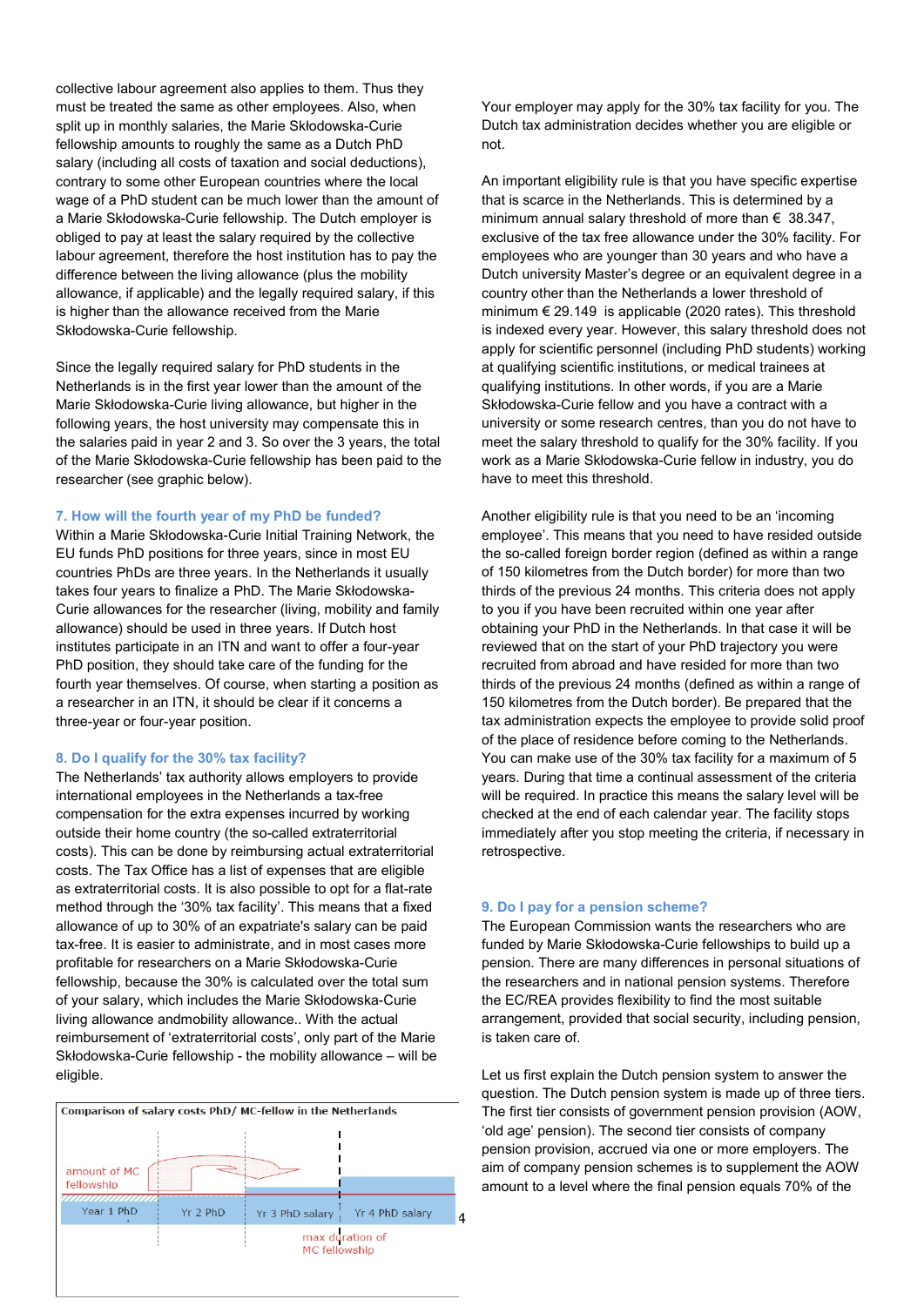collective labour agreement also applies to them. Thus they must be treated the same as other employees. Also, when split up in monthly salaries, the Marie Skłodowska-Curie fellowship amounts to roughly the same as a Dutch PhD salary (including all costs of taxation and social deductions), contrary to some other European countries where the local wage of a PhD student can be much lower than the amount of a Marie Skłodowska-Curie fellowship. The Dutch employer is obliged to pay at least the salary required by the collective labour agreement, therefore the host institution has to pay the difference between the living allowance (plus the mobility allowance, if applicable) and the legally required salary, if this is higher than the allowance received from the Marie Skłodowska-Curie fellowship.

Since the legally required salary for PhD students in the Netherlands is in the first year lower than the amount of the Marie Skłodowska-Curie living allowance, but higher in the following years, the host university may compensate this in the salaries paid in year 2 and 3. So over the 3 years, the total of the Marie Skłodowska-Curie fellowship has been paid to the researcher (see graphic below).

### 7. How will the fourth year of my PhD be funded?

Within a Marie Skłodowska-Curie Initial Training Network, the EU funds PhD positions for three years, since in most EU countries PhDs are three years. In the Netherlands it usually takes four years to finalize a PhD. The Marie Skłodowska-Curie allowances for the researcher (living, mobility and family allowance) should be used in three years. If Dutch host institutes participate in an ITN and want to offer a four-year PhD position, they should take care of the funding for the fourth year themselves. Of course, when starting a position as a researcher in an ITN, it should be clear if it concerns a three-year or four-year position.

### 8. Do I qualify for the 30% tax facility?

The Netherlands' tax authority allows employers to provide international employees in the Netherlands a tax-free compensation for the extra expenses incurred by working outside their home country (the so-called extraterritorial costs). This can be done by reimbursing actual extraterritorial costs. The Tax Office has a list of expenses that are eligible as extraterritorial costs. It is also possible to opt for a flat-rate method through the '30% tax facility'. This means that a fixed allowance of up to 30% of an expatriate's salary can be paid tax-free. It is easier to administrate, and in most cases more profitable for researchers on a Marie Skłodowska-Curie fellowship, because the 30% is calculated over the total sum of your salary, which includes the Marie Skłodowska-Curie living allowance andmobility allowance.. With the actual reimbursement of 'extraterritorial costs', only part of the Marie Skłodowska-Curie fellowship - the mobility allowance – will be eligible.

Comparison of salary costs PhD/ MC-fellow in the Netherlands

amount of MC fellowship

Year 1 PhD | Yr 2 PhD | Yr 3 PhD salary | Yr 4 PhD salary

max duration of MC fellowship

Your employer may apply for the 30% tax facility for you. The Dutch tax administration decides whether you are eligible or not.

An important eligibility rule is that you have specific expertise that is scarce in the Netherlands. This is determined by a minimum annual salary threshold of more than € 38.347, exclusive of the tax free allowance under the 30% facility. For employees who are younger than 30 years and who have a Dutch university Master's degree or an equivalent degree in a country other than the Netherlands a lower threshold of minimum € 29.149 is applicable (2020 rates). This threshold is indexed every year. However, this salary threshold does not apply for scientific personnel (including PhD students) working at qualifying scientific institutions, or medical trainees at qualifying institutions. In other words, if you are a Marie Skłodowska-Curie fellow and you have a contract with a university or some research centres, than you do not have to meet the salary threshold to qualify for the 30% facility. If you work as a Marie Skłodowska-Curie fellow in industry, you do have to meet this threshold.

Another eligibility rule is that you need to be an 'incoming employee'. This means that you need to have resided outside the so-called foreign border region (defined as within a range of 150 kilometres from the Dutch border) for more than two thirds of the previous 24 months. This criteria does not apply to you if you have been recruited within one year after obtaining your PhD in the Netherlands. In that case it will be reviewed that on the start of your PhD trajectory you were recruited from abroad and have resided for more than two thirds of the previous 24 months (defined as within a range of 150 kilometres from the Dutch border). Be prepared that the tax administration expects the employee to provide solid proof of the place of residence before coming to the Netherlands. You can make use of the 30% tax facility for a maximum of 5 years. During that time a continual assessment of the criteria will be required. In practice this means the salary level will be checked at the end of each calendar year. The facility stops immediately after you stop meeting the criteria, if necessary in retrospective.

### 9. Do I pay for a pension scheme?

The European Commission wants the researchers who are funded by Marie Skłodowska-Curie fellowships to build up a pension. There are many differences in personal situations of the researchers and in national pension systems. Therefore the EC/REA provides flexibility to find the most suitable arrangement, provided that social security, including pension, is taken care of.

Let us first explain the Dutch pension system to answer the question. The Dutch pension system is made up of three tiers. The first tier consists of government pension provision (AOW, 'old age' pension). The second tier consists of company pension provision, accrued via one or more employers. The aim of company pension schemes is to supplement the AOW amount to a level where the final pension equals 70% of the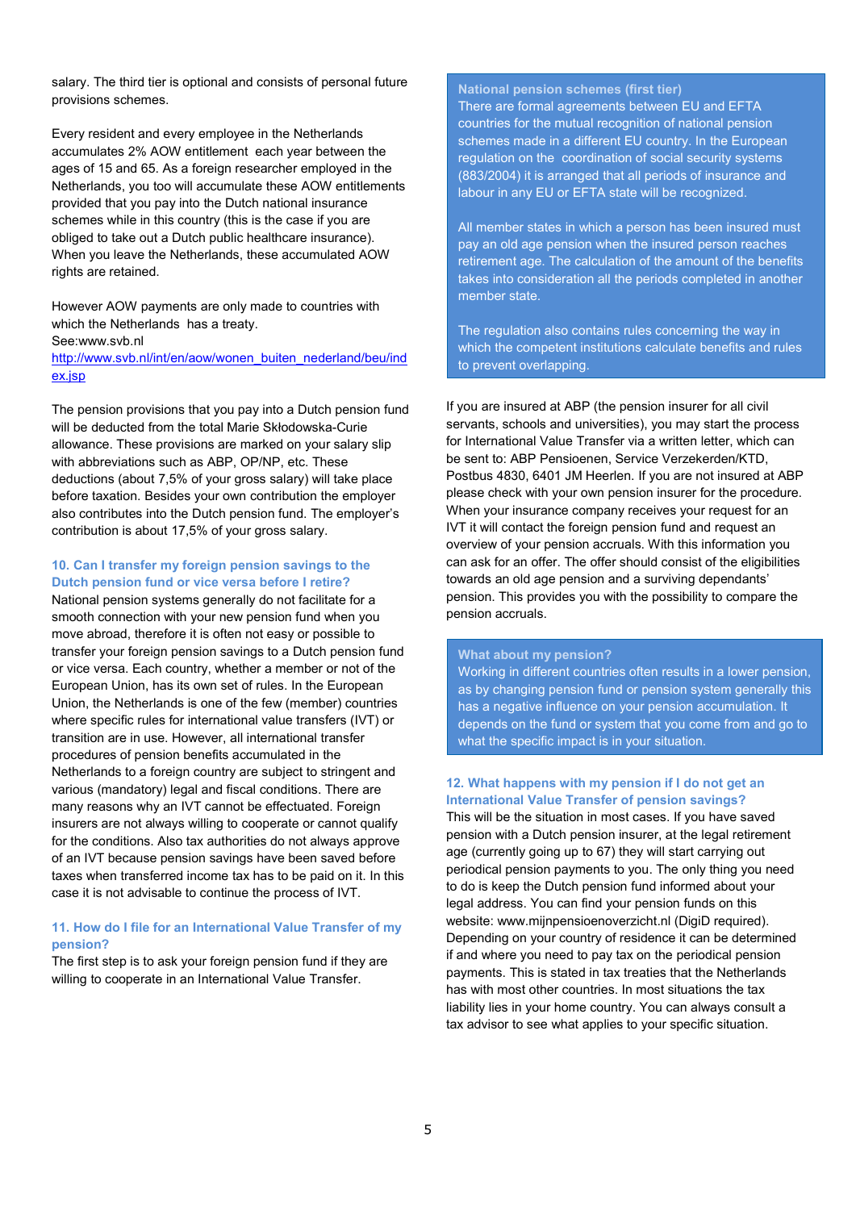salary. The third tier is optional and consists of personal future provisions schemes.

Every resident and every employee in the Netherlands accumulates 2% AOW entitlement each year between the ages of 15 and 65. As a foreign researcher employed in the Netherlands, you too will accumulate these AOW entitlements provided that you pay into the Dutch national insurance schemes while in this country (this is the case if you are obliged to take out a Dutch public healthcare insurance). When you leave the Netherlands, these accumulated AOW rights are retained.

However AOW payments are only made to countries with which the Netherlands has a treaty.
See:www.svb.nl
[http://www.svb.nl/int/en/aow/wonen_buiten_nederland/beu/index.jsp](http://www.svb.nl/int/en/aow/wonen_buiten_nederland/beu/index.jsp)

The pension provisions that you pay into a Dutch pension fund will be deducted from the total Marie Skłodowska-Curie allowance. These provisions are marked on your salary slip with abbreviations such as ABP, OP/NP, etc. These deductions (about 7,5% of your gross salary) will take place before taxation. Besides your own contribution the employer also contributes into the Dutch pension fund. The employer's contribution is about 17,5% of your gross salary.

### 10. Can I transfer my foreign pension savings to the Dutch pension fund or vice versa before I retire?

National pension systems generally do not facilitate for a smooth connection with your new pension fund when you move abroad, therefore it is often not easy or possible to transfer your foreign pension savings to a Dutch pension fund or vice versa. Each country, whether a member or not of the European Union, has its own set of rules. In the European Union, the Netherlands is one of the few (member) countries where specific rules for international value transfers (IVT) or transition are in use. However, all international transfer procedures of pension benefits accumulated in the Netherlands to a foreign country are subject to stringent and various (mandatory) legal and fiscal conditions. There are many reasons why an IVT cannot be effectuated. Foreign insurers are not always willing to cooperate or cannot qualify for the conditions. Also tax authorities do not always approve of an IVT because pension savings have been saved before taxes when transferred income tax has to be paid on it. In this case it is not advisable to continue the process of IVT.

### 11. How do I file for an International Value Transfer of my pension?

The first step is to ask your foreign pension fund if they are willing to cooperate in an International Value Transfer.

**National pension schemes (first tier)**
There are formal agreements between EU and EFTA countries for the mutual recognition of national pension schemes made in a different EU country. In the European regulation on the coordination of social security systems (883/2004) it is arranged that all periods of insurance and labour in any EU or EFTA state will be recognized.

All member states in which a person has been insured must pay an old age pension when the insured person reaches retirement age. The calculation of the amount of the benefits takes into consideration all the periods completed in another member state.

The regulation also contains rules concerning the way in which the competent institutions calculate benefits and rules to prevent overlapping.

If you are insured at ABP (the pension insurer for all civil servants, schools and universities), you may start the process for International Value Transfer via a written letter, which can be sent to: ABP Pensioenen, Service Verzekerden/KTD, Postbus 4830, 6401 JM Heerlen. If you are not insured at ABP please check with your own pension insurer for the procedure. When your insurance company receives your request for an IVT it will contact the foreign pension fund and request an overview of your pension accruals. With this information you can ask for an offer. The offer should consist of the eligibilities towards an old age pension and a surviving dependants' pension. This provides you with the possibility to compare the pension accruals.

**What about my pension?**
Working in different countries often results in a lower pension, as by changing pension fund or pension system generally this has a negative influence on your pension accumulation. It depends on the fund or system that you come from and go to what the specific impact is in your situation.

### 12. What happens with my pension if I do not get an International Value Transfer of pension savings?

This will be the situation in most cases. If you have saved pension with a Dutch pension insurer, at the legal retirement age (currently going up to 67) they will start carrying out periodical pension payments to you. The only thing you need to do is keep the Dutch pension fund informed about your legal address. You can find your pension funds on this website: www.mijnpensioenoverzicht.nl (DigiD required). Depending on your country of residence it can be determined if and where you need to pay tax on the periodical pension payments. This is stated in tax treaties that the Netherlands has with most other countries. In most situations the tax liability lies in your home country. You can always consult a tax advisor to see what applies to your specific situation.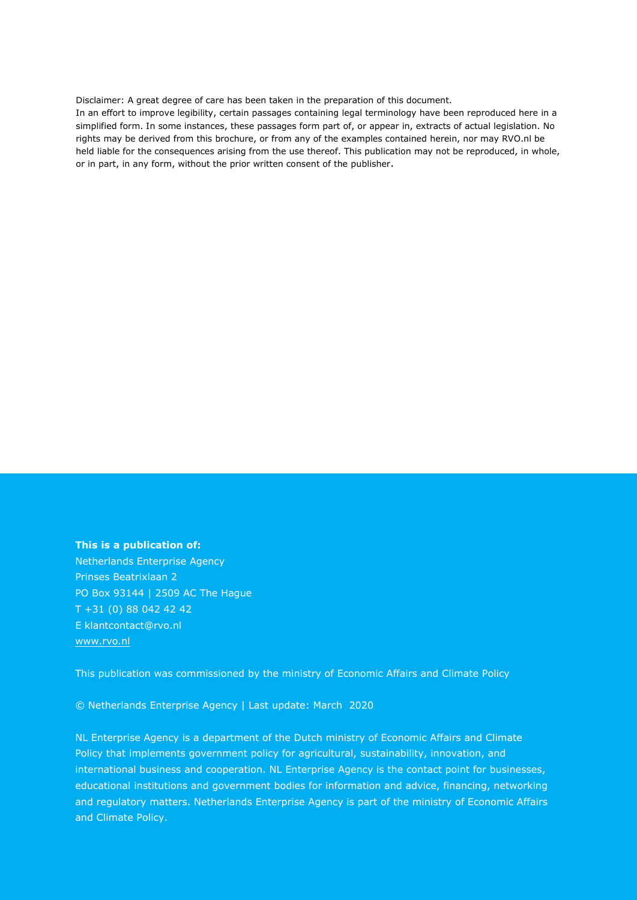Disclaimer: A great degree of care has been taken in the preparation of this document.
In an effort to improve legibility, certain passages containing legal terminology have been reproduced here in a simplified form. In some instances, these passages form part of, or appear in, extracts of actual legislation. No rights may be derived from this brochure, or from any of the examples contained herein, nor may RVO.nl be held liable for the consequences arising from the use thereof. This publication may not be reproduced, in whole, or in part, in any form, without the prior written consent of the publisher.

**This is a publication of:**
Netherlands Enterprise Agency
Prinses Beatrixlaan 2
PO Box 93144 | 2509 AC The Hague
T +31 (0) 88 042 42 42
E klantcontact@rvo.nl
www.rvo.nl

This publication was commissioned by the ministry of Economic Affairs and Climate Policy

© Netherlands Enterprise Agency | Last update: March 2020

NL Enterprise Agency is a department of the Dutch ministry of Economic Affairs and Climate Policy that implements government policy for agricultural, sustainability, innovation, and international business and cooperation. NL Enterprise Agency is the contact point for businesses, educational institutions and government bodies for information and advice, financing, networking and regulatory matters. Netherlands Enterprise Agency is part of the ministry of Economic Affairs and Climate Policy.